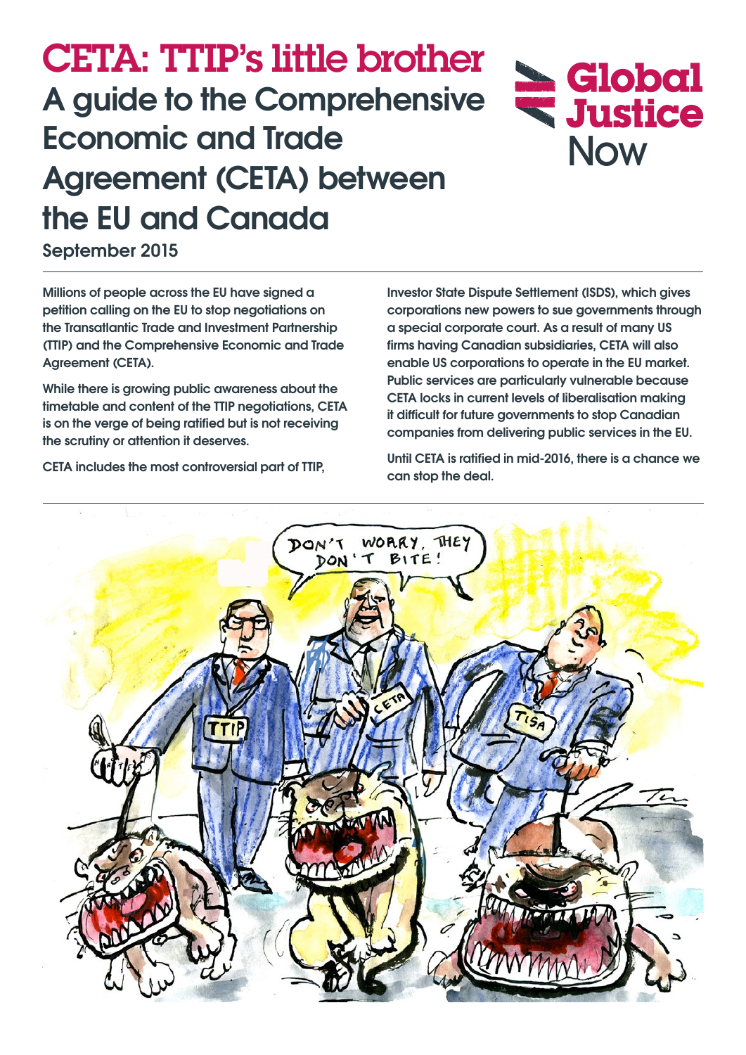# CETA: TTIP's little brother

## A guide to the Comprehensive Economic and Trade Agreement (CETA) between the EU and Canada

**September 2015**

**Global Justice Now**

**Millions of people across the EU have signed a petition calling on the EU to stop negotiations on the Transatlantic Trade and Investment Partnership (TTIP) and the Comprehensive Economic and Trade Agreement (CETA).**

**While there is growing public awareness about the timetable and content of the TTIP negotiations, CETA is on the verge of being ratified but is not receiving the scrutiny or attention it deserves.**

**CETA includes the most controversial part of TTIP, Investor State Dispute Settlement (ISDS), which gives corporations new powers to sue governments through a special corporate court. As a result of many US firms having Canadian subsidiaries, CETA will also enable US corporations to operate in the EU market. Public services are particularly vulnerable because CETA locks in current levels of liberalisation making it difficult for future governments to stop Canadian companies from delivering public services in the EU.**

**Until CETA is ratified in mid-2016, there is a chance we can stop the deal.**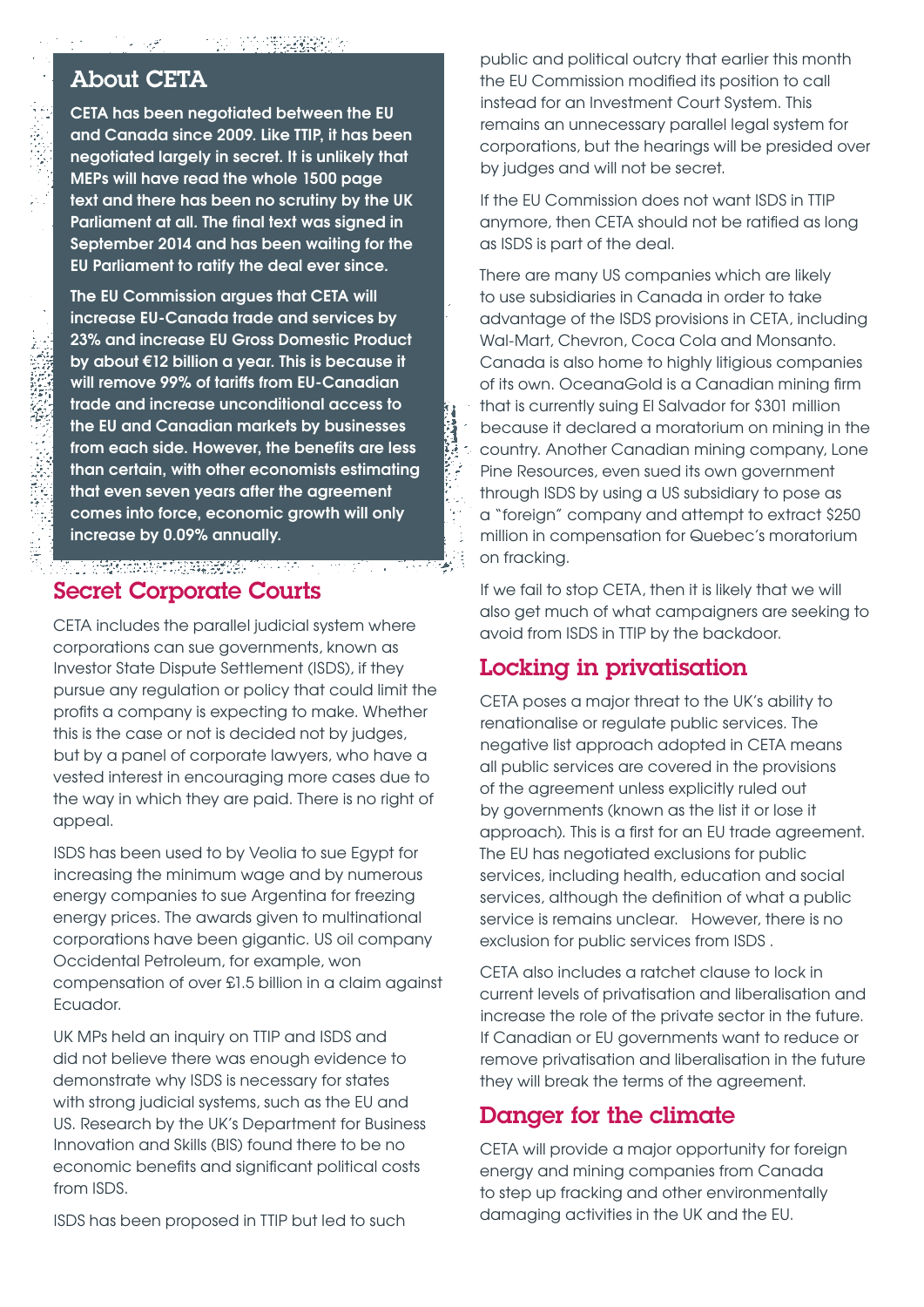## About CETA

**CETA has been negotiated between the EU and Canada since 2009. Like TTIP, it has been negotiated largely in secret. It is unlikely that MEPs will have read the whole 1500 page text and there has been no scrutiny by the UK Parliament at all. The final text was signed in September 2014 and has been waiting for the EU Parliament to ratify the deal ever since.**

**The EU Commission argues that CETA will increase EU-Canada trade and services by 23% and increase EU Gross Domestic Product by about €12 billion a year. This is because it will remove 99% of tariffs from EU-Canadian trade and increase unconditional access to the EU and Canadian markets by businesses from each side. However, the benefits are less than certain, with other economists estimating that even seven years after the agreement comes into force, economic growth will only increase by 0.09% annually.**

## Secret Corporate Courts

CETA includes the parallel judicial system where corporations can sue governments, known as Investor State Dispute Settlement (ISDS), if they pursue any regulation or policy that could limit the profits a company is expecting to make. Whether this is the case or not is decided not by judges, but by a panel of corporate lawyers, who have a vested interest in encouraging more cases due to the way in which they are paid. There is no right of appeal.

ISDS has been used to by Veolia to sue Egypt for increasing the minimum wage and by numerous energy companies to sue Argentina for freezing energy prices. The awards given to multinational corporations have been gigantic. US oil company Occidental Petroleum, for example, won compensation of over £1.5 billion in a claim against Ecuador.

UK MPs held an inquiry on TTIP and ISDS and did not believe there was enough evidence to demonstrate why ISDS is necessary for states with strong judicial systems, such as the EU and US. Research by the UK's Department for Business Innovation and Skills (BIS) found there to be no economic benefits and significant political costs from ISDS.

ISDS has been proposed in TTIP but led to such public and political outcry that earlier this month the EU Commission modified its position to call instead for an Investment Court System. This remains an unnecessary parallel legal system for corporations, but the hearings will be presided over by judges and will not be secret.

If the EU Commission does not want ISDS in TTIP anymore, then CETA should not be ratified as long as ISDS is part of the deal.

There are many US companies which are likely to use subsidiaries in Canada in order to take advantage of the ISDS provisions in CETA, including Wal-Mart, Chevron, Coca Cola and Monsanto. Canada is also home to highly litigious companies of its own. OceanaGold is a Canadian mining firm that is currently suing El Salvador for $301 million because it declared a moratorium on mining in the country. Another Canadian mining company, Lone Pine Resources, even sued its own government through ISDS by using a US subsidiary to pose as a "foreign" company and attempt to extract $250 million in compensation for Quebec's moratorium on fracking.

If we fail to stop CETA, then it is likely that we will also get much of what campaigners are seeking to avoid from ISDS in TTIP by the backdoor.

## Locking in privatisation

CETA poses a major threat to the UK's ability to renationalise or regulate public services. The negative list approach adopted in CETA means all public services are covered in the provisions of the agreement unless explicitly ruled out by governments (known as the list it or lose it approach). This is a first for an EU trade agreement. The EU has negotiated exclusions for public services, including health, education and social services, although the definition of what a public service is remains unclear. However, there is no exclusion for public services from ISDS .

CETA also includes a ratchet clause to lock in current levels of privatisation and liberalisation and increase the role of the private sector in the future. If Canadian or EU governments want to reduce or remove privatisation and liberalisation in the future they will break the terms of the agreement.

## Danger for the climate

CETA will provide a major opportunity for foreign energy and mining companies from Canada to step up fracking and other environmentally damaging activities in the UK and the EU.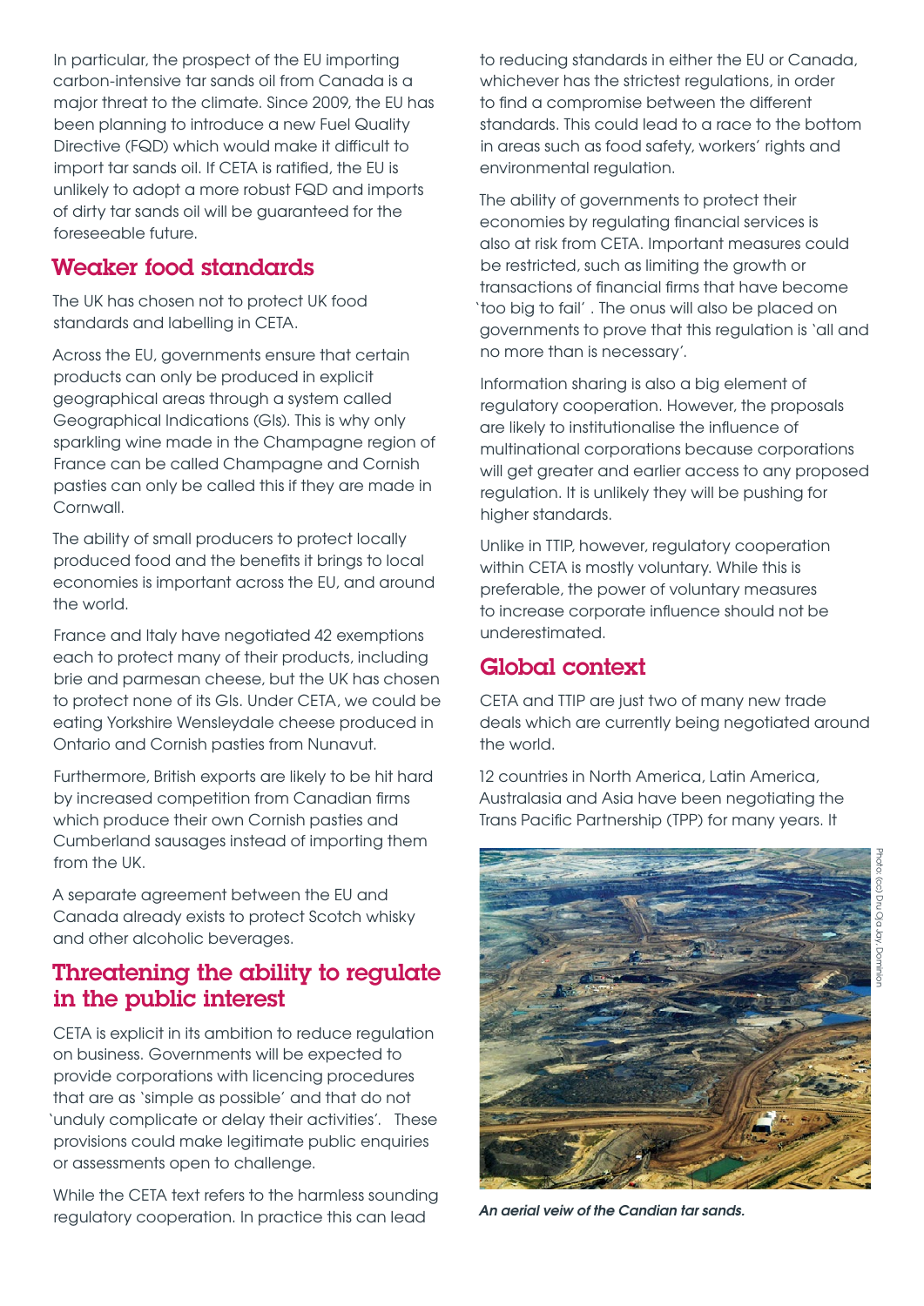In particular, the prospect of the EU importing carbon-intensive tar sands oil from Canada is a major threat to the climate. Since 2009, the EU has been planning to introduce a new Fuel Quality Directive (FQD) which would make it difficult to import tar sands oil. If CETA is ratified, the EU is unlikely to adopt a more robust FQD and imports of dirty tar sands oil will be guaranteed for the foreseeable future.

## Weaker food standards

The UK has chosen not to protect UK food standards and labelling in CETA.

Across the EU, governments ensure that certain products can only be produced in explicit geographical areas through a system called Geographical Indications (GIs). This is why only sparkling wine made in the Champagne region of France can be called Champagne and Cornish pasties can only be called this if they are made in Cornwall.

The ability of small producers to protect locally produced food and the benefits it brings to local economies is important across the EU, and around the world.

France and Italy have negotiated 42 exemptions each to protect many of their products, including brie and parmesan cheese, but the UK has chosen to protect none of its GIs. Under CETA, we could be eating Yorkshire Wensleydale cheese produced in Ontario and Cornish pasties from Nunavut.

Furthermore, British exports are likely to be hit hard by increased competition from Canadian firms which produce their own Cornish pasties and Cumberland sausages instead of importing them from the UK.

A separate agreement between the EU and Canada already exists to protect Scotch whisky and other alcoholic beverages.

## Threatening the ability to regulate in the public interest

CETA is explicit in its ambition to reduce regulation on business. Governments will be expected to provide corporations with licencing procedures that are as 'simple as possible' and that do not 'unduly complicate or delay their activities'. These provisions could make legitimate public enquiries or assessments open to challenge.

While the CETA text refers to the harmless sounding regulatory cooperation. In practice this can lead to reducing standards in either the EU or Canada, whichever has the strictest regulations, in order to find a compromise between the different standards. This could lead to a race to the bottom in areas such as food safety, workers' rights and environmental regulation.

The ability of governments to protect their economies by regulating financial services is also at risk from CETA. Important measures could be restricted, such as limiting the growth or transactions of financial firms that have become 'too big to fail' . The onus will also be placed on governments to prove that this regulation is 'all and no more than is necessary'.

Information sharing is also a big element of regulatory cooperation. However, the proposals are likely to institutionalise the influence of multinational corporations because corporations will get greater and earlier access to any proposed regulation. It is unlikely they will be pushing for higher standards.

Unlike in TTIP, however, regulatory cooperation within CETA is mostly voluntary. While this is preferable, the power of voluntary measures to increase corporate influence should not be underestimated.

## Global context

CETA and TTIP are just two of many new trade deals which are currently being negotiated around the world.

12 countries in North America, Latin America, Australasia and Asia have been negotiating the Trans Pacific Partnership (TPP) for many years. It

Photo: (cc) Dru Oja Jay, Dominion

*An aerial veiw of the Candian tar sands.*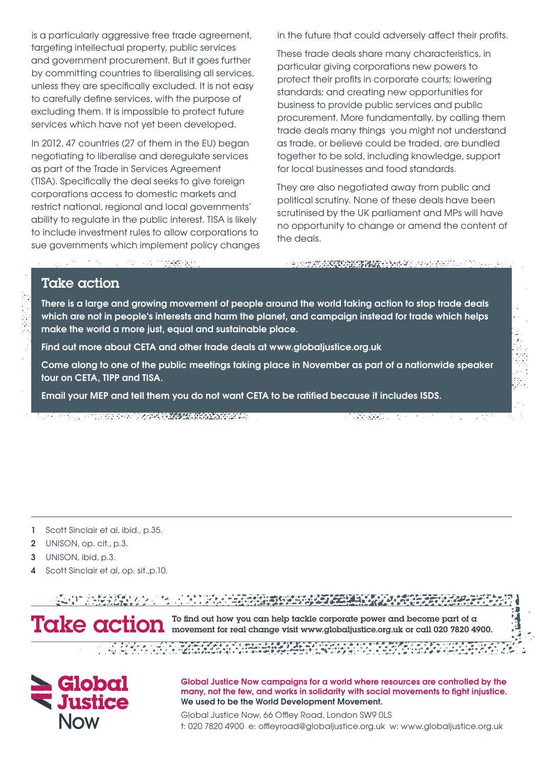is a particularly aggressive free trade agreement, targeting intellectual property, public services and government procurement. But it goes further by committing countries to liberalising all services, unless they are specifically excluded. It is not easy to carefully define services, with the purpose of excluding them. It is impossible to protect future services which have not yet been developed.

In 2012, 47 countries (27 of them in the EU) began negotiating to liberalise and deregulate services as part of the Trade in Services Agreement (TISA). Specifically the deal seeks to give foreign corporations access to domestic markets and restrict national, regional and local governments' ability to regulate in the public interest. TISA is likely to include investment rules to allow corporations to sue governments which implement policy changes in the future that could adversely affect their profits.

These trade deals share many characteristics, in particular giving corporations new powers to protect their profits in corporate courts; lowering standards; and creating new opportunities for business to provide public services and public procurement. More fundamentally, by calling them trade deals many things you might not understand as trade, or believe could be traded, are bundled together to be sold, including knowledge, support for local businesses and food standards.

They are also negotiated away from public and political scrutiny. None of these deals have been scrutinised by the UK parliament and MPs will have no opportunity to change or amend the content of the deals.

## Take action

**There is a large and growing movement of people around the world taking action to stop trade deals which are not in people's interests and harm the planet, and campaign instead for trade which helps make the world a more just, equal and sustainable place.**

**Find out more about CETA and other trade deals at www.globaljustice.org.uk**

**Come along to one of the public meetings taking place in November as part of a nationwide speaker tour on CETA, TIPP and TISA.**

**Email your MEP and tell them you do not want CETA to be ratified because it includes ISDS.**

---

1. Scott Sinclair et al, ibid., p.35.
2. UNISON, op. cit., p.3.
3. UNISON, ibid, p.3.
4. Scott Sinclair et al, op. sit.,p.10.

## Take action

**To find out how you can help tackle corporate power and become part of a movement for real change visit www.globaljustice.org.uk or call 020 7820 4900.**

Global Justice Now

**Global Justice Now campaigns for a world where resources are controlled by the many, not the few, and works in solidarity with social movements to fight injustice.**
**We used to be the World Development Movement.**

Global Justice Now, 66 Offley Road, London SW9 0LS
t: 020 7820 4900 e: offleyroad@globaljustice.org.uk w: www.globaljustice.org.uk